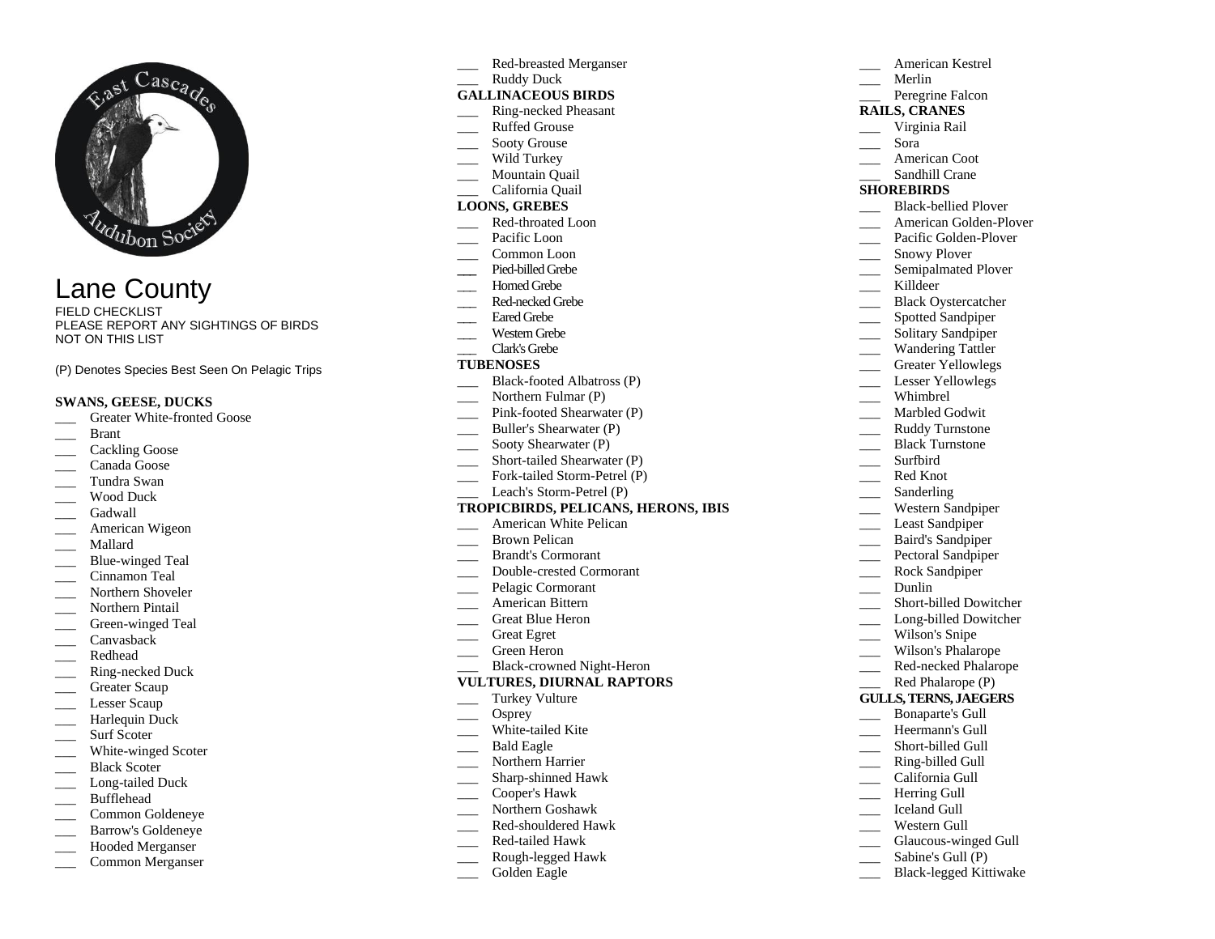# Lane County

FIELD CHECKLIST
PLEASE REPORT ANY SIGHTINGS OF BIRDS NOT ON THIS LIST

(P) Denotes Species Best Seen On Pelagic Trips

**SWANS, GEESE, DUCKS**

- ___ Greater White-fronted Goose
- ___ Brant
- ___ Cackling Goose
- ___ Canada Goose
- ___ Tundra Swan
- ___ Wood Duck
- ___ Gadwall
- ___ American Wigeon
- ___ Mallard
- ___ Blue-winged Teal
- ___ Cinnamon Teal
- ___ Northern Shoveler
- ___ Northern Pintail
- ___ Green-winged Teal
- ___ Canvasback
- ___ Redhead
- ___ Ring-necked Duck
- ___ Greater Scaup
- ___ Lesser Scaup
- ___ Harlequin Duck
- ___ Surf Scoter
- ___ White-winged Scoter
- ___ Black Scoter
- ___ Long-tailed Duck
- ___ Bufflehead
- ___ Common Goldeneye
- ___ Barrow's Goldeneye
- ___ Hooded Merganser
- ___ Common Merganser
- ___ Red-breasted Merganser
- ___ Ruddy Duck

**GALLINACEOUS BIRDS**

- ___ Ring-necked Pheasant
- ___ Ruffed Grouse
- ___ Sooty Grouse
- ___ Wild Turkey
- ___ Mountain Quail
- ___ California Quail

**LOONS, GREBES**

- ___ Red-throated Loon
- ___ Pacific Loon
- ___ Common Loon
- ___ Pied-billed Grebe
- ___ Horned Grebe
- ___ Red-necked Grebe
- ___ Eared Grebe
- ___ Western Grebe
- ___ Clark's Grebe

**TUBENOSES**

- ___ Black-footed Albatross (P)
- ___ Northern Fulmar (P)
- ___ Pink-footed Shearwater (P)
- ___ Buller's Shearwater (P)
- ___ Sooty Shearwater (P)
- ___ Short-tailed Shearwater (P)
- ___ Fork-tailed Storm-Petrel (P)
- ___ Leach's Storm-Petrel (P)

**TROPICBIRDS, PELICANS, HERONS, IBIS**

- ___ American White Pelican
- ___ Brown Pelican
- ___ Brandt's Cormorant
- ___ Double-crested Cormorant
- ___ Pelagic Cormorant
- ___ American Bittern
- ___ Great Blue Heron
- ___ Great Egret
- ___ Green Heron
- ___ Black-crowned Night-Heron

**VULTURES, DIURNAL RAPTORS**

- ___ Turkey Vulture
- ___ Osprey
- ___ White-tailed Kite
- ___ Bald Eagle
- ___ Northern Harrier
- ___ Sharp-shinned Hawk
- ___ Cooper's Hawk
- ___ Northern Goshawk
- ___ Red-shouldered Hawk
- ___ Red-tailed Hawk
- ___ Rough-legged Hawk
- ___ Golden Eagle
- ___ American Kestrel
- ___ Merlin
- ___ Peregrine Falcon

**RAILS, CRANES**

- ___ Virginia Rail
- ___ Sora
- ___ American Coot
- ___ Sandhill Crane

**SHOREBIRDS**

- ___ Black-bellied Plover
- ___ American Golden-Plover
- ___ Pacific Golden-Plover
- ___ Snowy Plover
- ___ Semipalmated Plover
- ___ Killdeer
- ___ Black Oystercatcher
- ___ Spotted Sandpiper
- ___ Solitary Sandpiper
- ___ Wandering Tattler
- ___ Greater Yellowlegs
- ___ Lesser Yellowlegs
- ___ Whimbrel
- ___ Marbled Godwit
- ___ Ruddy Turnstone
- ___ Black Turnstone
- ___ Surfbird
- ___ Red Knot
- ___ Sanderling
- ___ Western Sandpiper
- ___ Least Sandpiper
- ___ Baird's Sandpiper
- ___ Pectoral Sandpiper
- ___ Rock Sandpiper
- ___ Dunlin
- ___ Short-billed Dowitcher
- ___ Long-billed Dowitcher
- ___ Wilson's Snipe
- ___ Wilson's Phalarope
- ___ Red-necked Phalarope
- ___ Red Phalarope (P)

**GULLS, TERNS, JAEGERS**

- ___ Bonaparte's Gull
- ___ Heermann's Gull
- ___ Short-billed Gull
- ___ Ring-billed Gull
- ___ California Gull
- ___ Herring Gull
- ___ Iceland Gull
- ___ Western Gull
- ___ Glaucous-winged Gull
- ___ Sabine's Gull (P)
- ___ Black-legged Kittiwake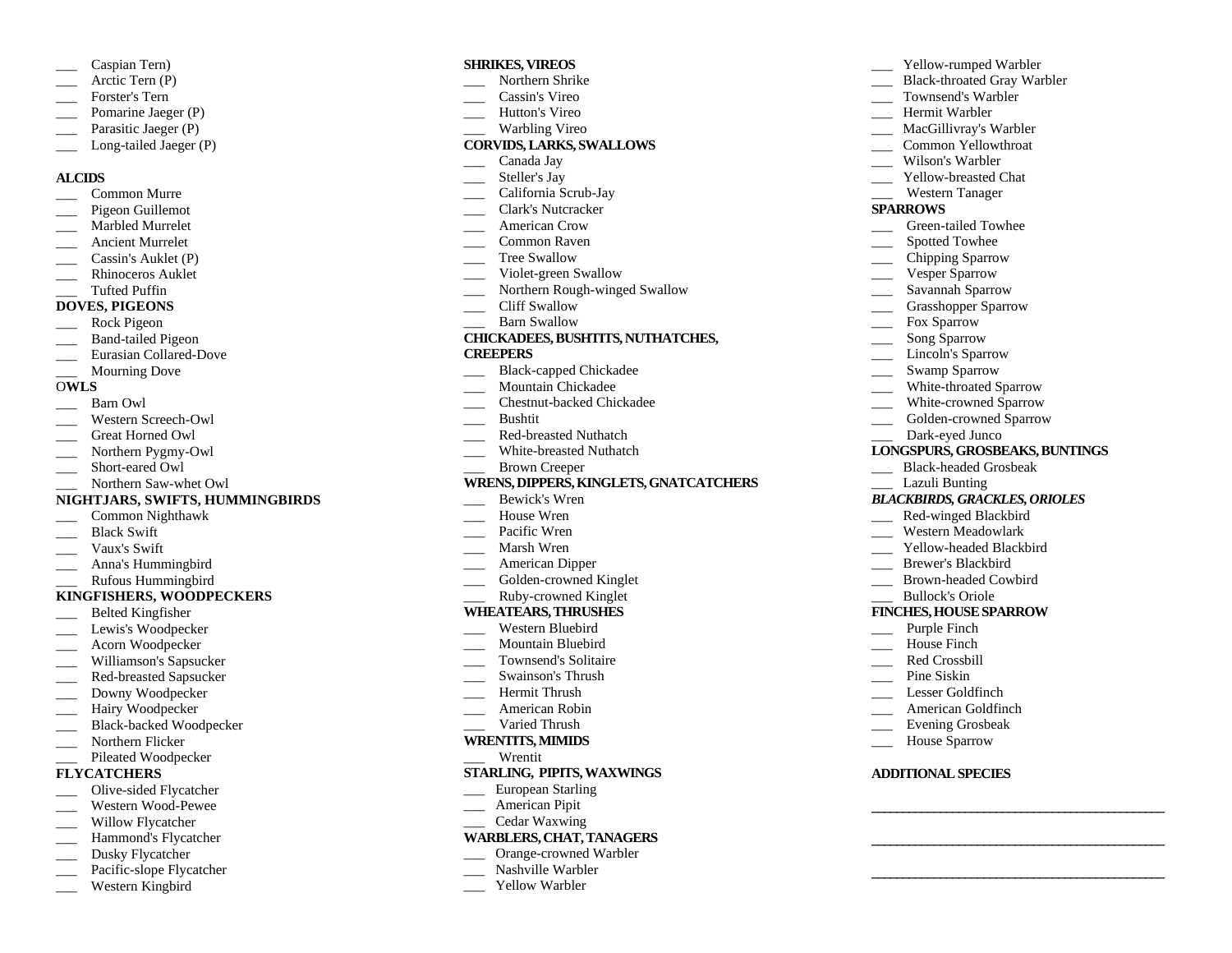- ___ Caspian Tern)
- ___ Arctic Tern (P)
- ___ Forster's Tern
- ___ Pomarine Jaeger (P)
- ___ Parasitic Jaeger (P)
- ___ Long-tailed Jaeger (P)

**ALCIDS**

- ___ Common Murre
- ___ Pigeon Guillemot
- ___ Marbled Murrelet
- ___ Ancient Murrelet
- ___ Cassin's Auklet (P)
- ___ Rhinoceros Auklet
- ___ Tufted Puffin

**DOVES, PIGEONS**

- ___ Rock Pigeon
- ___ Band-tailed Pigeon
- ___ Eurasian Collared-Dove
- ___ Mourning Dove

O**WLS**

- ___ Barn Owl
- ___ Western Screech-Owl
- ___ Great Horned Owl
- ___ Northern Pygmy-Owl
- ___ Short-eared Owl
- ___ Northern Saw-whet Owl

**NIGHTJARS, SWIFTS, HUMMINGBIRDS**

- ___ Common Nighthawk
- ___ Black Swift
- ___ Vaux's Swift
- ___ Anna's Hummingbird
- ___ Rufous Hummingbird

**KINGFISHERS, WOODPECKERS**

- ___ Belted Kingfisher
- ___ Lewis's Woodpecker
- ___ Acorn Woodpecker
- ___ Williamson's Sapsucker
- ___ Red-breasted Sapsucker
- ___ Downy Woodpecker
- ___ Hairy Woodpecker
- ___ Black-backed Woodpecker
- ___ Northern Flicker
- ___ Pileated Woodpecker

**FLYCATCHERS**

- ___ Olive-sided Flycatcher
- ___ Western Wood-Pewee
- ___ Willow Flycatcher
- ___ Hammond's Flycatcher
- ___ Dusky Flycatcher
- ___ Pacific-slope Flycatcher
- ___ Western Kingbird

**SHRIKES, VIREOS**

- ___ Northern Shrike
- ___ Cassin's Vireo
- ___ Hutton's Vireo
- ___ Warbling Vireo

**CORVIDS, LARKS, SWALLOWS**

- ___ Canada Jay
- ___ Steller's Jay
- ___ California Scrub-Jay
- ___ Clark's Nutcracker
- ___ American Crow
- ___ Common Raven
- ___ Tree Swallow
- ___ Violet-green Swallow
- ___ Northern Rough-winged Swallow
- ___ Cliff Swallow
- ___ Barn Swallow

**CHICKADEES, BUSHTITS, NUTHATCHES, CREEPERS**

- ___ Black-capped Chickadee
- ___ Mountain Chickadee
- ___ Chestnut-backed Chickadee
- ___ Bushtit
- ___ Red-breasted Nuthatch
- ___ White-breasted Nuthatch
- ___ Brown Creeper

**WRENS, DIPPERS, KINGLETS, GNATCATCHERS**

- ___ Bewick's Wren
- ___ House Wren
- ___ Pacific Wren
- ___ Marsh Wren
- ___ American Dipper
- ___ Golden-crowned Kinglet
- ___ Ruby-crowned Kinglet

**WHEATEARS, THRUSHES**

- ___ Western Bluebird
- ___ Mountain Bluebird
- ___ Townsend's Solitaire
- ___ Swainson's Thrush
- ___ Hermit Thrush
- ___ American Robin
- ___ Varied Thrush

**WRENTITS, MIMIDS**

- ___ Wrentit

**STARLING, PIPITS, WAXWINGS**

- ___ European Starling
- ___ American Pipit
- ___ Cedar Waxwing

**WARBLERS, CHAT, TANAGERS**

- ___ Orange-crowned Warbler
- ___ Nashville Warbler
- ___ Yellow Warbler
- ___ Yellow-rumped Warbler
- ___ Black-throated Gray Warbler
- ___ Townsend's Warbler
- ___ Hermit Warbler
- ___ MacGillivray's Warbler
- ___ Common Yellowthroat
- ___ Wilson's Warbler
- ___ Yellow-breasted Chat
- ___ Western Tanager

**SPARROWS**

- ___ Green-tailed Towhee
- ___ Spotted Towhee
- ___ Chipping Sparrow
- ___ Vesper Sparrow
- ___ Savannah Sparrow
- ___ Grasshopper Sparrow
- ___ Fox Sparrow
- ___ Song Sparrow
- ___ Lincoln's Sparrow
- ___ Swamp Sparrow
- ___ White-throated Sparrow
- ___ White-crowned Sparrow
- ___ Golden-crowned Sparrow
- ___ Dark-eyed Junco

**LONGSPURS, GROSBEAKS, BUNTINGS**

- ___ Black-headed Grosbeak
- ___ Lazuli Bunting

***BLACKBIRDS, GRACKLES, ORIOLES***

- ___ Red-winged Blackbird
- ___ Western Meadowlark
- ___ Yellow-headed Blackbird
- ___ Brewer's Blackbird
- ___ Brown-headed Cowbird
- ___ Bullock's Oriole

**FINCHES, HOUSE SPARROW**

- ___ Purple Finch
- ___ House Finch
- ___ Red Crossbill
- ___ Pine Siskin
- ___ Lesser Goldfinch
- ___ American Goldfinch
- ___ Evening Grosbeak
- ___ House Sparrow

**ADDITIONAL SPECIES**

______________________________________________

______________________________________________

______________________________________________